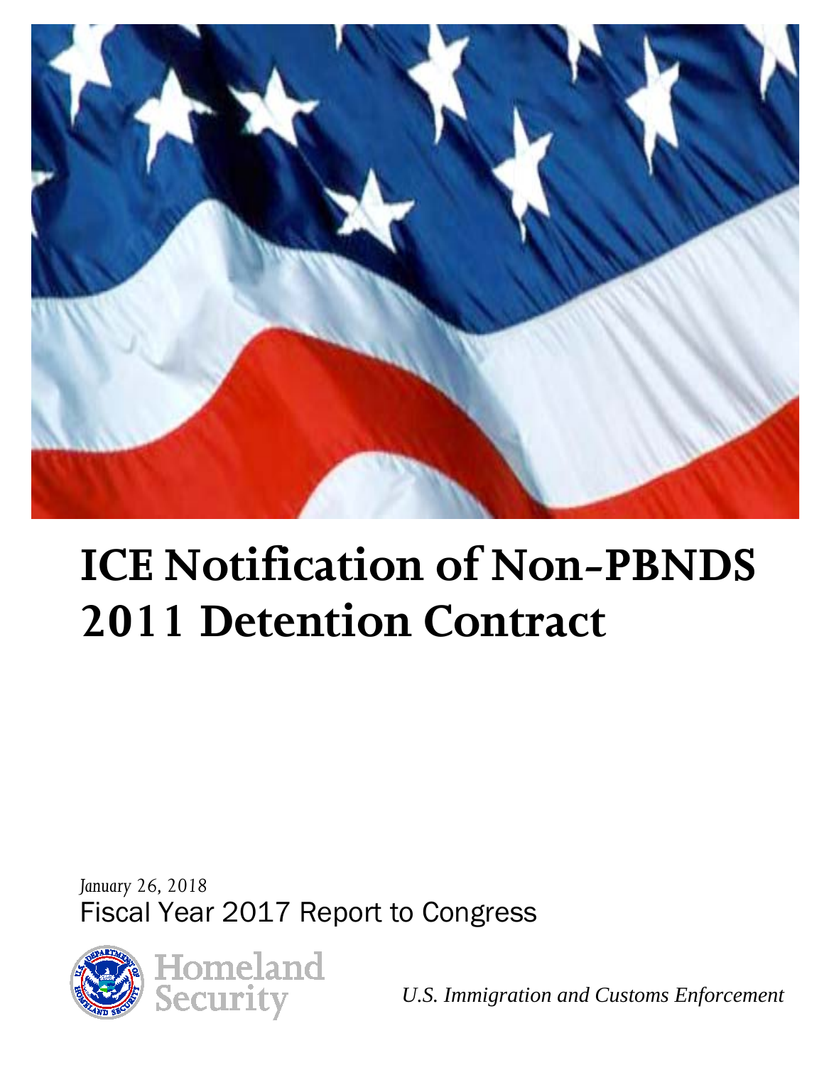# ICE Notification of Non-PBNDS 2011 Detention Contract

*January 26, 2018*

Fiscal Year 2017 Report to Congress

Homeland Security

*U.S. Immigration and Customs Enforcement*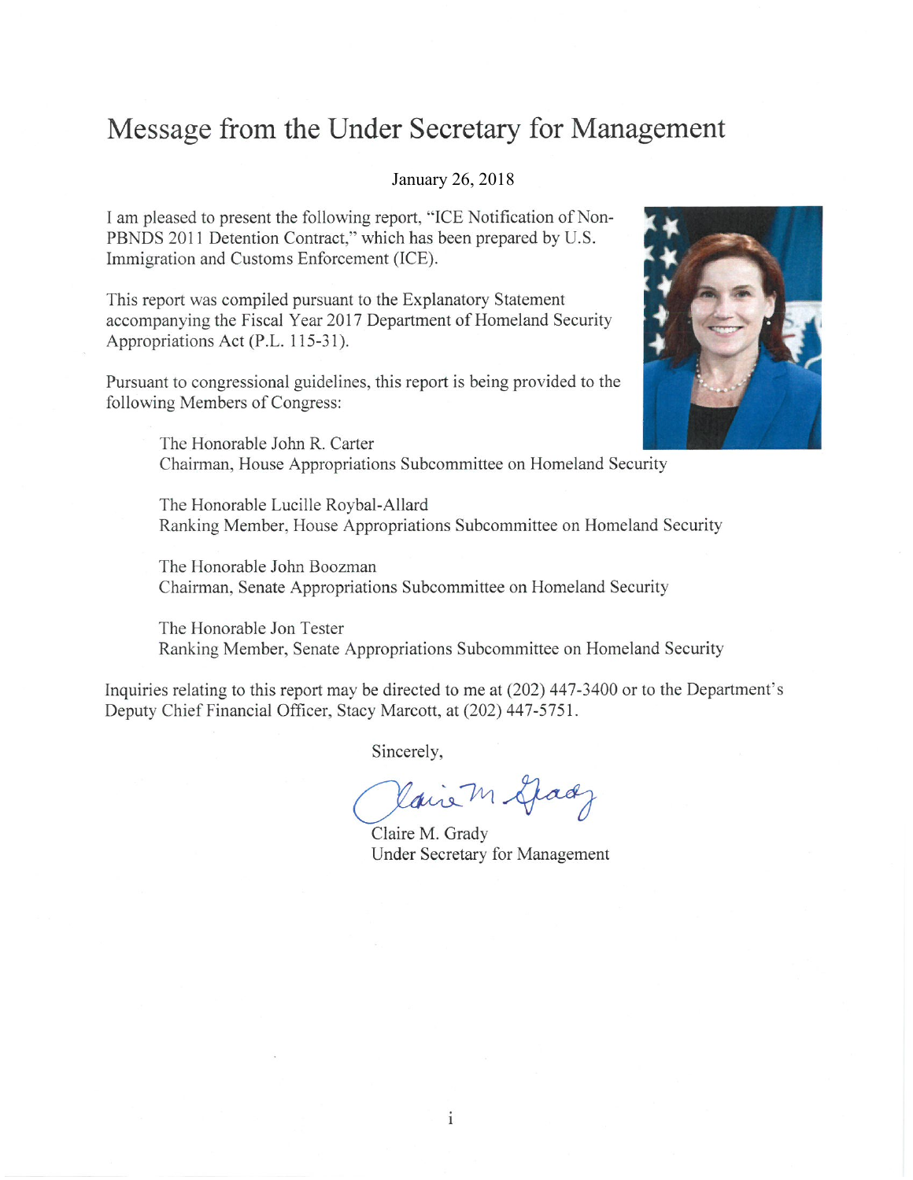# Message from the Under Secretary for Management

January 26, 2018

I am pleased to present the following report, "ICE Notification of Non-PBNDS 2011 Detention Contract," which has been prepared by U.S. Immigration and Customs Enforcement (ICE).

This report was compiled pursuant to the Explanatory Statement accompanying the Fiscal Year 2017 Department of Homeland Security Appropriations Act (P.L. 115-31).

Pursuant to congressional guidelines, this report is being provided to the following Members of Congress:

The Honorable John R. Carter
Chairman, House Appropriations Subcommittee on Homeland Security

The Honorable Lucille Roybal-Allard
Ranking Member, House Appropriations Subcommittee on Homeland Security

The Honorable John Boozman
Chairman, Senate Appropriations Subcommittee on Homeland Security

The Honorable Jon Tester
Ranking Member, Senate Appropriations Subcommittee on Homeland Security

Inquiries relating to this report may be directed to me at (202) 447-3400 or to the Department's Deputy Chief Financial Officer, Stacy Marcott, at (202) 447-5751.

Sincerely,

Claire M. Grady
Under Secretary for Management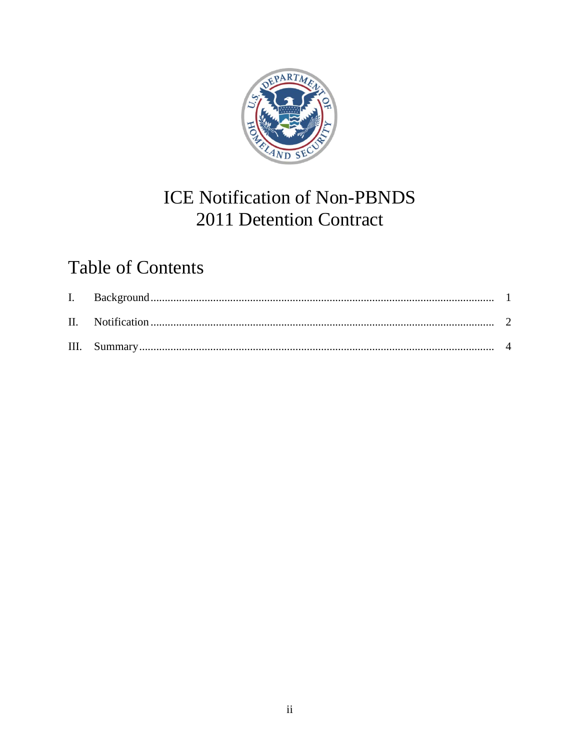# ICE Notification of Non-PBNDS 2011 Detention Contract

## Table of Contents

| | | |
|---|---|---|
| I. | Background | 1 |
| II. | Notification | 2 |
| III. | Summary | 4 |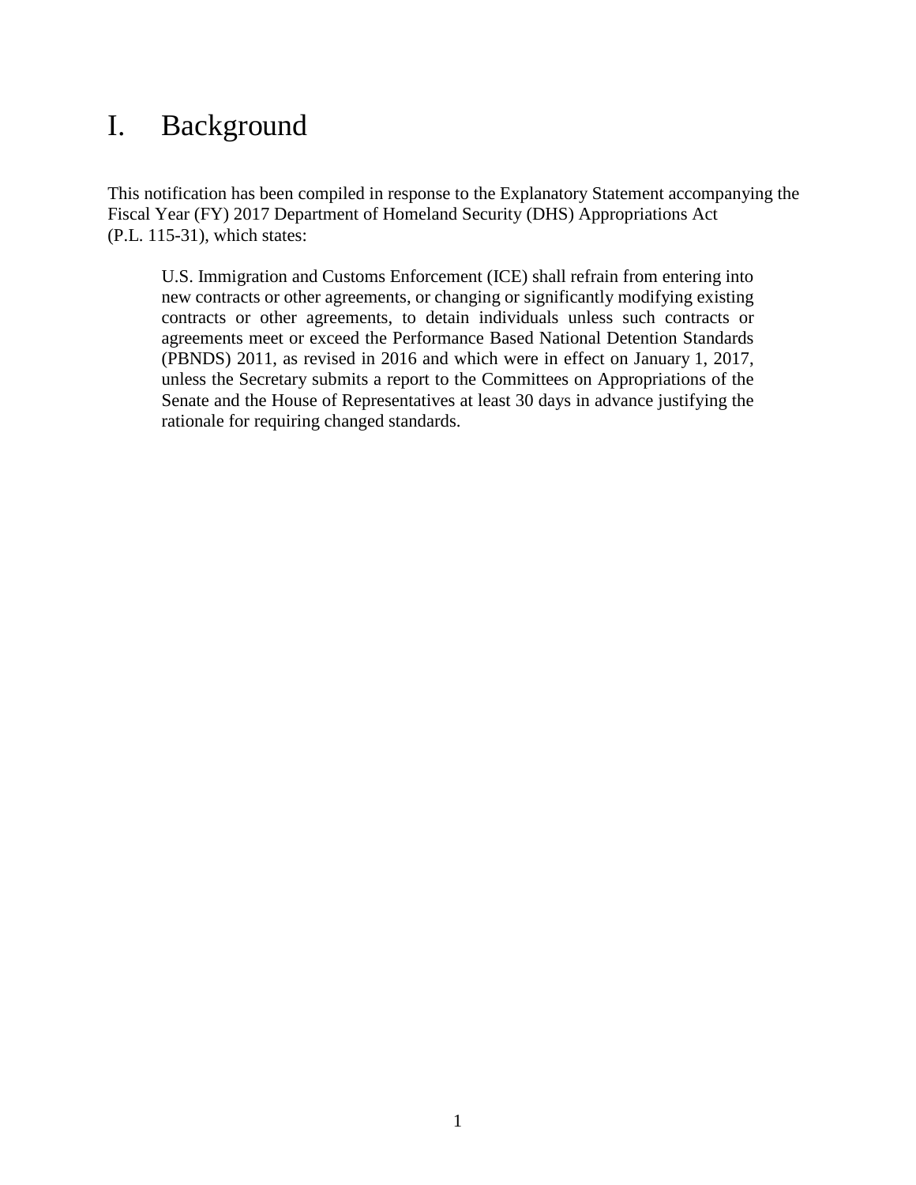# I. Background

This notification has been compiled in response to the Explanatory Statement accompanying the Fiscal Year (FY) 2017 Department of Homeland Security (DHS) Appropriations Act (P.L. 115-31), which states:

> U.S. Immigration and Customs Enforcement (ICE) shall refrain from entering into new contracts or other agreements, or changing or significantly modifying existing contracts or other agreements, to detain individuals unless such contracts or agreements meet or exceed the Performance Based National Detention Standards (PBNDS) 2011, as revised in 2016 and which were in effect on January 1, 2017, unless the Secretary submits a report to the Committees on Appropriations of the Senate and the House of Representatives at least 30 days in advance justifying the rationale for requiring changed standards.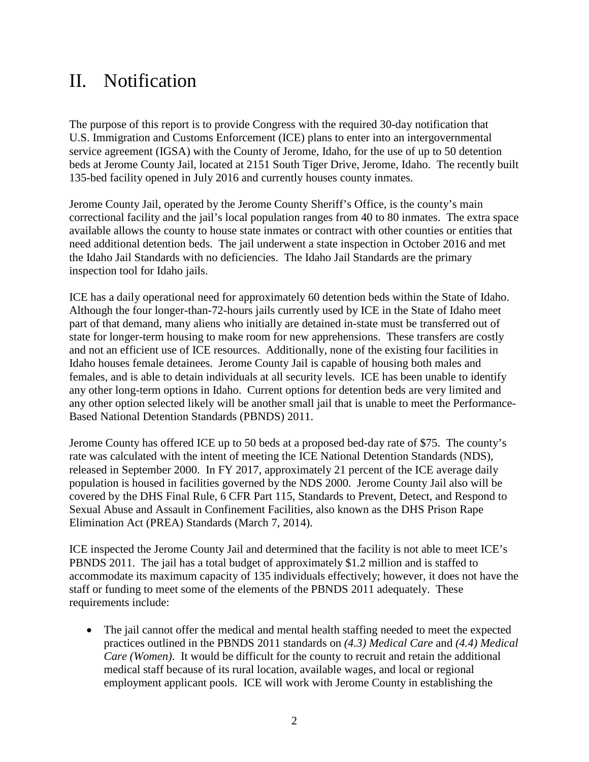# II. Notification

The purpose of this report is to provide Congress with the required 30-day notification that U.S. Immigration and Customs Enforcement (ICE) plans to enter into an intergovernmental service agreement (IGSA) with the County of Jerome, Idaho, for the use of up to 50 detention beds at Jerome County Jail, located at 2151 South Tiger Drive, Jerome, Idaho. The recently built 135-bed facility opened in July 2016 and currently houses county inmates.

Jerome County Jail, operated by the Jerome County Sheriff's Office, is the county's main correctional facility and the jail's local population ranges from 40 to 80 inmates. The extra space available allows the county to house state inmates or contract with other counties or entities that need additional detention beds. The jail underwent a state inspection in October 2016 and met the Idaho Jail Standards with no deficiencies. The Idaho Jail Standards are the primary inspection tool for Idaho jails.

ICE has a daily operational need for approximately 60 detention beds within the State of Idaho. Although the four longer-than-72-hours jails currently used by ICE in the State of Idaho meet part of that demand, many aliens who initially are detained in-state must be transferred out of state for longer-term housing to make room for new apprehensions. These transfers are costly and not an efficient use of ICE resources. Additionally, none of the existing four facilities in Idaho houses female detainees. Jerome County Jail is capable of housing both males and females, and is able to detain individuals at all security levels. ICE has been unable to identify any other long-term options in Idaho. Current options for detention beds are very limited and any other option selected likely will be another small jail that is unable to meet the Performance-Based National Detention Standards (PBNDS) 2011.

Jerome County has offered ICE up to 50 beds at a proposed bed-day rate of $75. The county's rate was calculated with the intent of meeting the ICE National Detention Standards (NDS), released in September 2000. In FY 2017, approximately 21 percent of the ICE average daily population is housed in facilities governed by the NDS 2000. Jerome County Jail also will be covered by the DHS Final Rule, 6 CFR Part 115, Standards to Prevent, Detect, and Respond to Sexual Abuse and Assault in Confinement Facilities, also known as the DHS Prison Rape Elimination Act (PREA) Standards (March 7, 2014).

ICE inspected the Jerome County Jail and determined that the facility is not able to meet ICE's PBNDS 2011. The jail has a total budget of approximately $1.2 million and is staffed to accommodate its maximum capacity of 135 individuals effectively; however, it does not have the staff or funding to meet some of the elements of the PBNDS 2011 adequately. These requirements include:

- The jail cannot offer the medical and mental health staffing needed to meet the expected practices outlined in the PBNDS 2011 standards on *(4.3) Medical Care* and *(4.4) Medical Care (Women)*. It would be difficult for the county to recruit and retain the additional medical staff because of its rural location, available wages, and local or regional employment applicant pools. ICE will work with Jerome County in establishing the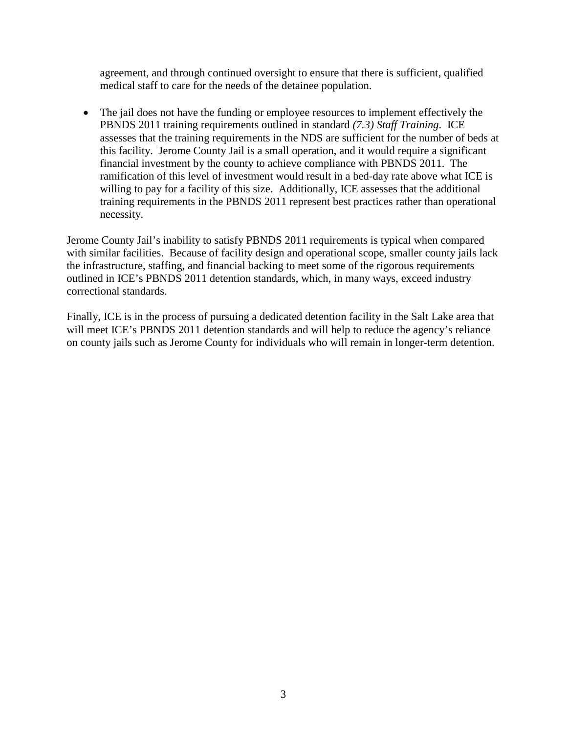agreement, and through continued oversight to ensure that there is sufficient, qualified medical staff to care for the needs of the detainee population.

- The jail does not have the funding or employee resources to implement effectively the PBNDS 2011 training requirements outlined in standard *(7.3) Staff Training*. ICE assesses that the training requirements in the NDS are sufficient for the number of beds at this facility. Jerome County Jail is a small operation, and it would require a significant financial investment by the county to achieve compliance with PBNDS 2011. The ramification of this level of investment would result in a bed-day rate above what ICE is willing to pay for a facility of this size. Additionally, ICE assesses that the additional training requirements in the PBNDS 2011 represent best practices rather than operational necessity.

Jerome County Jail's inability to satisfy PBNDS 2011 requirements is typical when compared with similar facilities. Because of facility design and operational scope, smaller county jails lack the infrastructure, staffing, and financial backing to meet some of the rigorous requirements outlined in ICE's PBNDS 2011 detention standards, which, in many ways, exceed industry correctional standards.

Finally, ICE is in the process of pursuing a dedicated detention facility in the Salt Lake area that will meet ICE's PBNDS 2011 detention standards and will help to reduce the agency's reliance on county jails such as Jerome County for individuals who will remain in longer-term detention.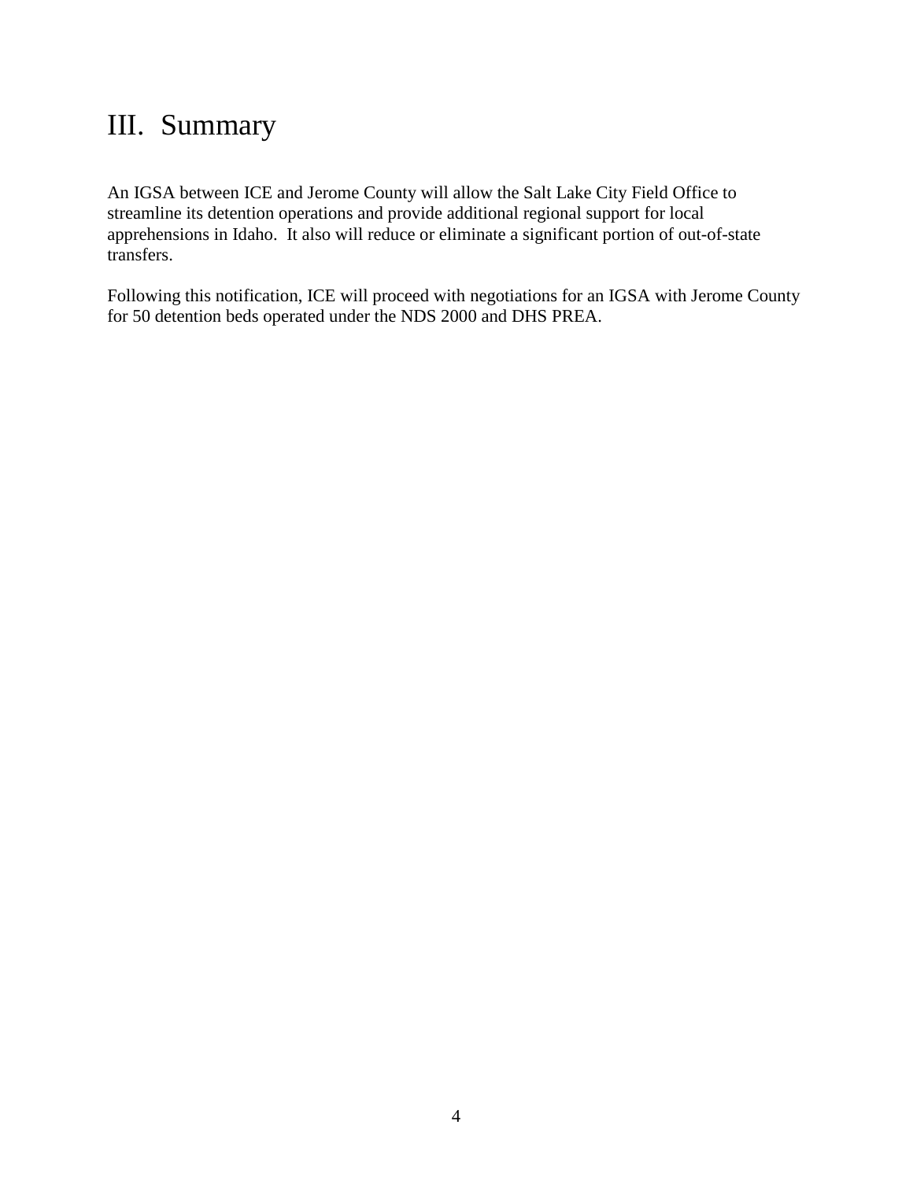# III. Summary

An IGSA between ICE and Jerome County will allow the Salt Lake City Field Office to streamline its detention operations and provide additional regional support for local apprehensions in Idaho. It also will reduce or eliminate a significant portion of out-of-state transfers.

Following this notification, ICE will proceed with negotiations for an IGSA with Jerome County for 50 detention beds operated under the NDS 2000 and DHS PREA.